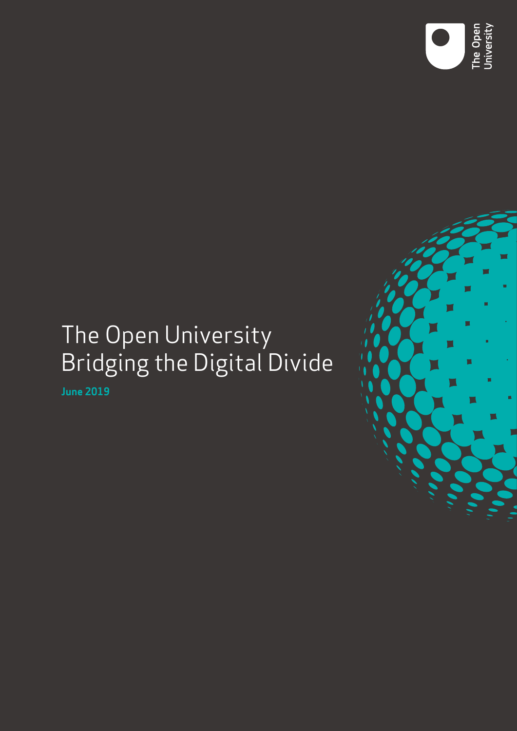# The Open University Bridging the Digital Divide

**June 2019**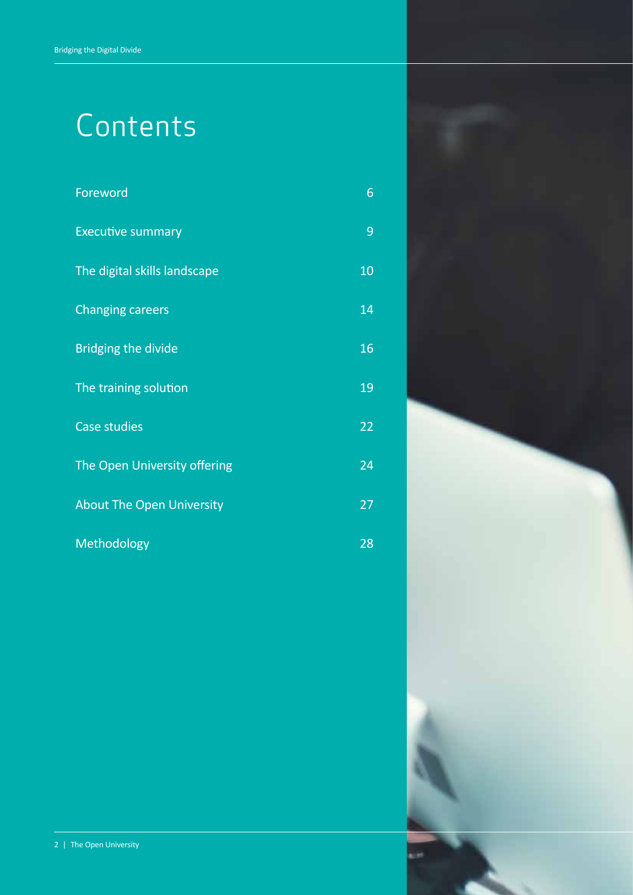# Contents

| | |
|---|---|
| Foreword | 6 |
| Executive summary | 9 |
| The digital skills landscape | 10 |
| Changing careers | 14 |
| Bridging the divide | 16 |
| The training solution | 19 |
| Case studies | 22 |
| The Open University offering | 24 |
| About The Open University | 27 |
| Methodology | 28 |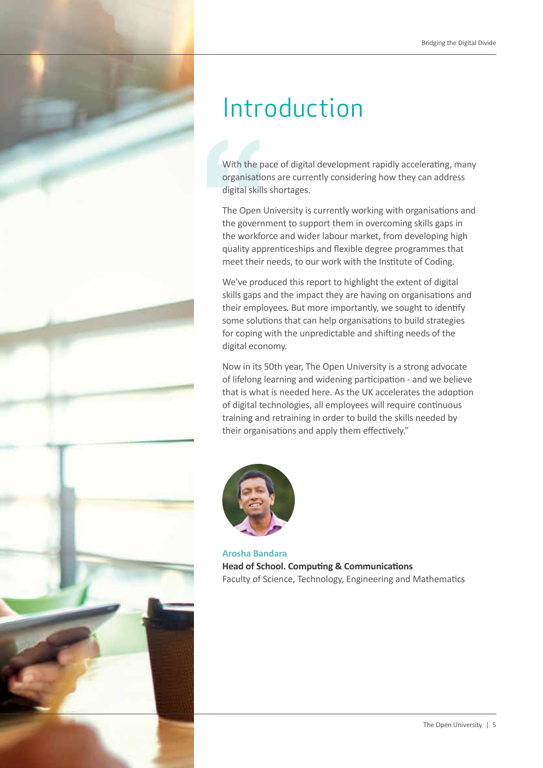# Introduction

"With the pace of digital development rapidly accelerating, many organisations are currently considering how they can address digital skills shortages.

The Open University is currently working with organisations and the government to support them in overcoming skills gaps in the workforce and wider labour market, from developing high quality apprenticeships and flexible degree programmes that meet their needs, to our work with the Institute of Coding.

We've produced this report to highlight the extent of digital skills gaps and the impact they are having on organisations and their employees. But more importantly, we sought to identify some solutions that can help organisations to build strategies for coping with the unpredictable and shifting needs of the digital economy.

Now in its 50th year, The Open University is a strong advocate of lifelong learning and widening participation - and we believe that is what is needed here. As the UK accelerates the adoption of digital technologies, all employees will require continuous training and retraining in order to build the skills needed by their organisations and apply them effectively."

**Arosha Bandara**
**Head of School. Computing & Communications**
Faculty of Science, Technology, Engineering and Mathematics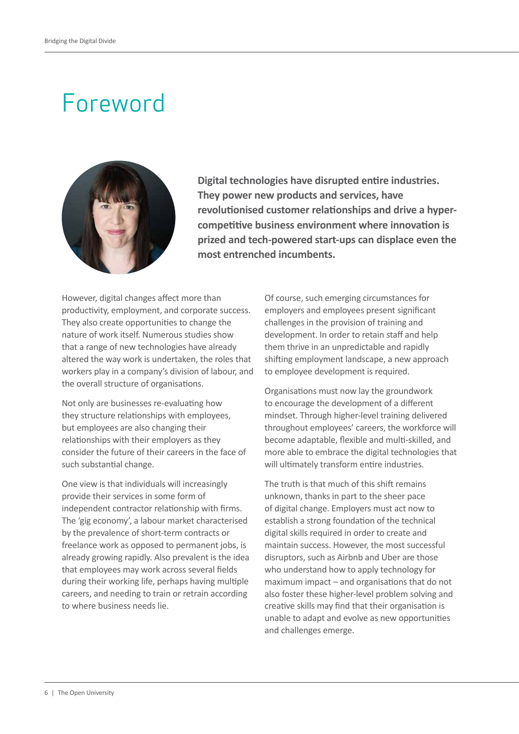# Foreword

**Digital technologies have disrupted entire industries. They power new products and services, have revolutionised customer relationships and drive a hyper-competitive business environment where innovation is prized and tech-powered start-ups can displace even the most entrenched incumbents.**

However, digital changes affect more than productivity, employment, and corporate success. They also create opportunities to change the nature of work itself. Numerous studies show that a range of new technologies have already altered the way work is undertaken, the roles that workers play in a company's division of labour, and the overall structure of organisations.

Not only are businesses re-evaluating how they structure relationships with employees, but employees are also changing their relationships with their employers as they consider the future of their careers in the face of such substantial change.

One view is that individuals will increasingly provide their services in some form of independent contractor relationship with firms. The 'gig economy', a labour market characterised by the prevalence of short-term contracts or freelance work as opposed to permanent jobs, is already growing rapidly. Also prevalent is the idea that employees may work across several fields during their working life, perhaps having multiple careers, and needing to train or retrain according to where business needs lie.

Of course, such emerging circumstances for employers and employees present significant challenges in the provision of training and development. In order to retain staff and help them thrive in an unpredictable and rapidly shifting employment landscape, a new approach to employee development is required.

Organisations must now lay the groundwork to encourage the development of a different mindset. Through higher-level training delivered throughout employees' careers, the workforce will become adaptable, flexible and multi-skilled, and more able to embrace the digital technologies that will ultimately transform entire industries.

The truth is that much of this shift remains unknown, thanks in part to the sheer pace of digital change. Employers must act now to establish a strong foundation of the technical digital skills required in order to create and maintain success. However, the most successful disruptors, such as Airbnb and Uber are those who understand how to apply technology for maximum impact – and organisations that do not also foster these higher-level problem solving and creative skills may find that their organisation is unable to adapt and evolve as new opportunities and challenges emerge.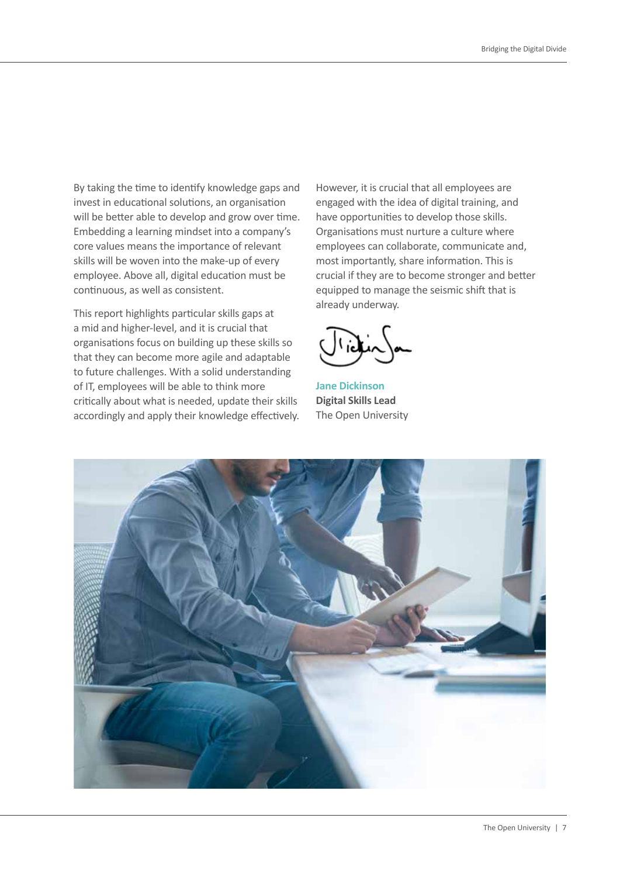By taking the time to identify knowledge gaps and invest in educational solutions, an organisation will be better able to develop and grow over time. Embedding a learning mindset into a company's core values means the importance of relevant skills will be woven into the make-up of every employee. Above all, digital education must be continuous, as well as consistent.

This report highlights particular skills gaps at a mid and higher-level, and it is crucial that organisations focus on building up these skills so that they can become more agile and adaptable to future challenges. With a solid understanding of IT, employees will be able to think more critically about what is needed, update their skills accordingly and apply their knowledge effectively.

However, it is crucial that all employees are engaged with the idea of digital training, and have opportunities to develop those skills. Organisations must nurture a culture where employees can collaborate, communicate and, most importantly, share information. This is crucial if they are to become stronger and better equipped to manage the seismic shift that is already underway.

**Jane Dickinson**
**Digital Skills Lead**
The Open University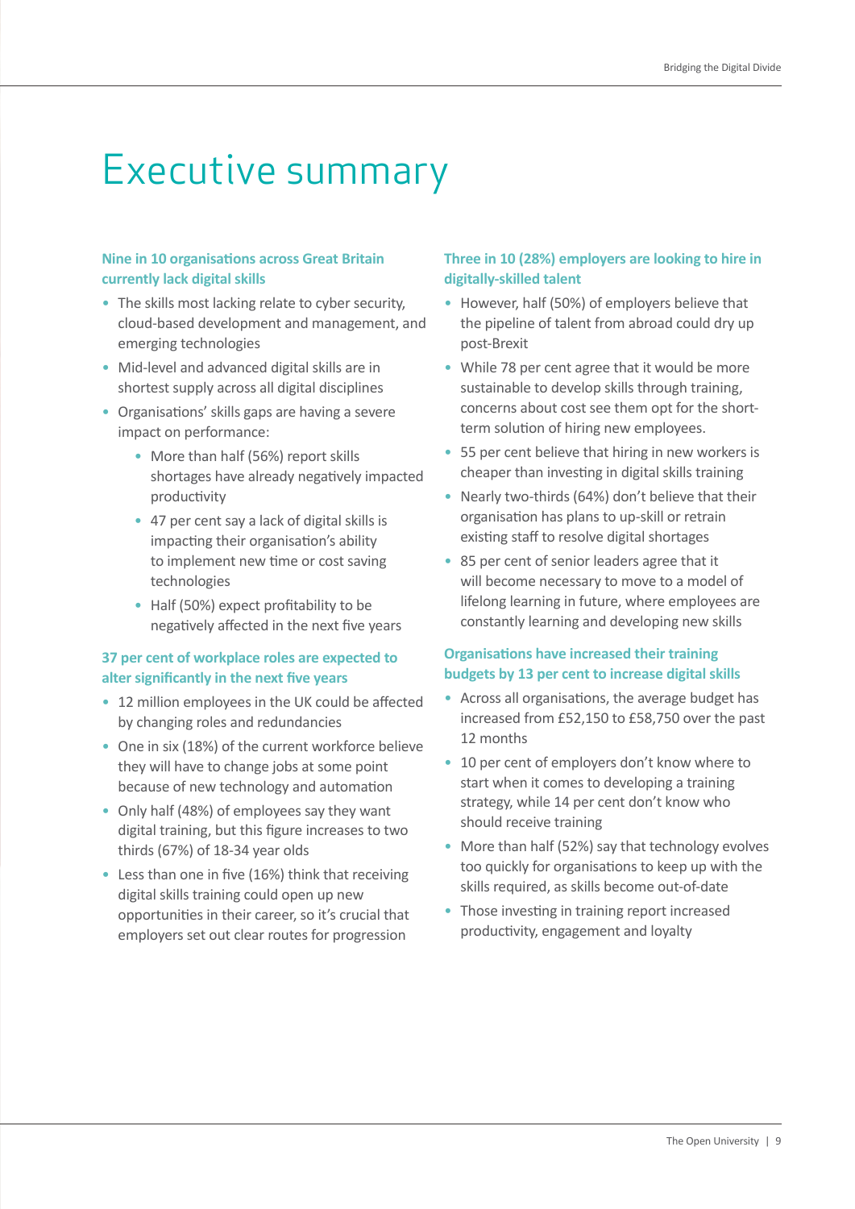# Executive summary

**Nine in 10 organisations across Great Britain currently lack digital skills**

- The skills most lacking relate to cyber security, cloud-based development and management, and emerging technologies
- Mid-level and advanced digital skills are in shortest supply across all digital disciplines
- Organisations' skills gaps are having a severe impact on performance:
  - More than half (56%) report skills shortages have already negatively impacted productivity
  - 47 per cent say a lack of digital skills is impacting their organisation's ability to implement new time or cost saving technologies
  - Half (50%) expect profitability to be negatively affected in the next five years

**37 per cent of workplace roles are expected to alter significantly in the next five years**

- 12 million employees in the UK could be affected by changing roles and redundancies
- One in six (18%) of the current workforce believe they will have to change jobs at some point because of new technology and automation
- Only half (48%) of employees say they want digital training, but this figure increases to two thirds (67%) of 18-34 year olds
- Less than one in five (16%) think that receiving digital skills training could open up new opportunities in their career, so it's crucial that employers set out clear routes for progression

**Three in 10 (28%) employers are looking to hire in digitally-skilled talent**

- However, half (50%) of employers believe that the pipeline of talent from abroad could dry up post-Brexit
- While 78 per cent agree that it would be more sustainable to develop skills through training, concerns about cost see them opt for the short-term solution of hiring new employees.
- 55 per cent believe that hiring in new workers is cheaper than investing in digital skills training
- Nearly two-thirds (64%) don't believe that their organisation has plans to up-skill or retrain existing staff to resolve digital shortages
- 85 per cent of senior leaders agree that it will become necessary to move to a model of lifelong learning in future, where employees are constantly learning and developing new skills

**Organisations have increased their training budgets by 13 per cent to increase digital skills**

- Across all organisations, the average budget has increased from £52,150 to £58,750 over the past 12 months
- 10 per cent of employers don't know where to start when it comes to developing a training strategy, while 14 per cent don't know who should receive training
- More than half (52%) say that technology evolves too quickly for organisations to keep up with the skills required, as skills become out-of-date
- Those investing in training report increased productivity, engagement and loyalty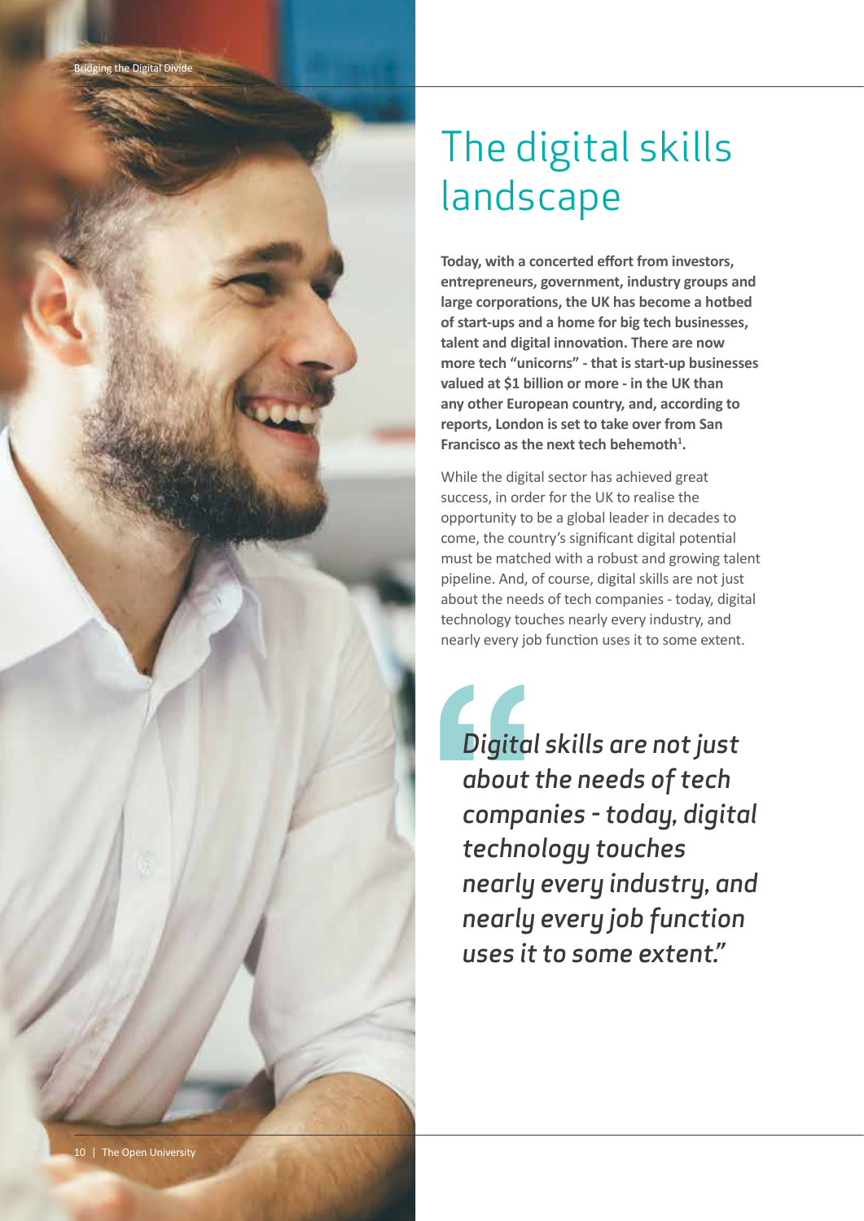# The digital skills landscape

**Today, with a concerted effort from investors, entrepreneurs, government, industry groups and large corporations, the UK has become a hotbed of start-ups and a home for big tech businesses, talent and digital innovation. There are now more tech "unicorns" - that is start-up businesses valued at $1 billion or more - in the UK than any other European country, and, according to reports, London is set to take over from San Francisco as the next tech behemoth[1].**

While the digital sector has achieved great success, in order for the UK to realise the opportunity to be a global leader in decades to come, the country's significant digital potential must be matched with a robust and growing talent pipeline. And, of course, digital skills are not just about the needs of tech companies - today, digital technology touches nearly every industry, and nearly every job function uses it to some extent.

> *"Digital skills are not just about the needs of tech companies - today, digital technology touches nearly every industry, and nearly every job function uses it to some extent."*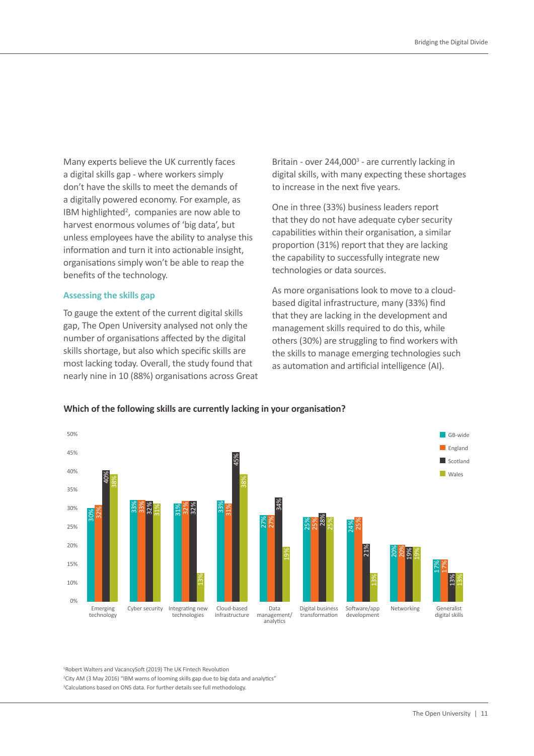Many experts believe the UK currently faces a digital skills gap - where workers simply don't have the skills to meet the demands of a digitally powered economy. For example, as IBM highlighted[2], companies are now able to harvest enormous volumes of 'big data', but unless employees have the ability to analyse this information and turn it into actionable insight, organisations simply won't be able to reap the benefits of the technology.

### Assessing the skills gap

To gauge the extent of the current digital skills gap, The Open University analysed not only the number of organisations affected by the digital skills shortage, but also which specific skills are most lacking today. Overall, the study found that nearly nine in 10 (88%) organisations across Great Britain - over 244,000[3] - are currently lacking in digital skills, with many expecting these shortages to increase in the next five years.

One in three (33%) business leaders report that they do not have adequate cyber security capabilities within their organisation, a similar proportion (31%) report that they are lacking the capability to successfully integrate new technologies or data sources.

As more organisations look to move to a cloud-based digital infrastructure, many (33%) find that they are lacking in the development and management skills required to do this, while others (30%) are struggling to find workers with the skills to manage emerging technologies such as automation and artificial intelligence (AI).

**Which of the following skills are currently lacking in your organisation?**

| Skill | GB-wide | England | Scotland | Wales |
| --- | --- | --- | --- | --- |
| Emerging technology | 30% | 32% | 40% | 38% |
| Cyber security | 33% | 33% | 32% | 31% |
| Integrating new technologies | 31% | 32% | 32% | 13% |
| Cloud-based infrastructure | 33% | 31% | 45% | 38% |
| Data management/analytics | 27% | 27% | 34% | 19% |
| Digital business transformation | 25% | 25% | 28% | 25% |
| Software/app development | 24% | 25% | 21% | 13% |
| Networking | 20% | 20% | 19% | 19% |
| Generalist digital skills | 17% | 17% | 13% | 13% |

[1]Robert Walters and VacancySoft (2019) The UK Fintech Revolution

[2]City AM (3 May 2016) "IBM warns of looming skills gap due to big data and analytics"

[3]Calculations based on ONS data. For further details see full methodology.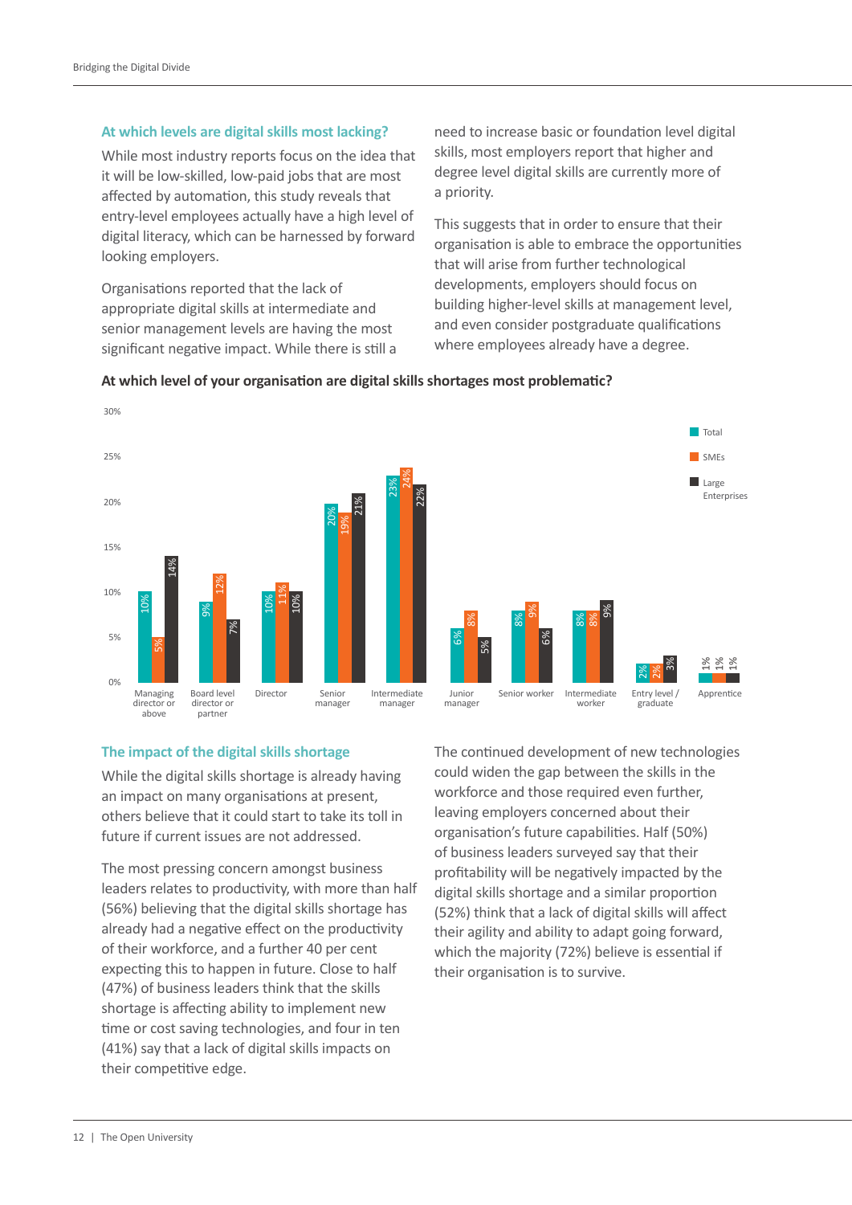## At which levels are digital skills most lacking?

While most industry reports focus on the idea that it will be low-skilled, low-paid jobs that are most affected by automation, this study reveals that entry-level employees actually have a high level of digital literacy, which can be harnessed by forward looking employers.

Organisations reported that the lack of appropriate digital skills at intermediate and senior management levels are having the most significant negative impact. While there is still a need to increase basic or foundation level digital skills, most employers report that higher and degree level digital skills are currently more of a priority.

This suggests that in order to ensure that their organisation is able to embrace the opportunities that will arise from further technological developments, employers should focus on building higher-level skills at management level, and even consider postgraduate qualifications where employees already have a degree.

**At which level of your organisation are digital skills shortages most problematic?**

| Level | Total | SMEs | Large Enterprises |
|---|---|---|---|
| Managing director or above | 10% | 5% | 14% |
| Board level director or partner | 9% | 12% | 7% |
| Director | 10% | 11% | 10% |
| Senior manager | 20% | 19% | 21% |
| Intermediate manager | 23% | 24% | 22% |
| Junior manager | 6% | 8% | 5% |
| Senior worker | 8% | 9% | 6% |
| Intermediate worker | 8% | 8% | 9% |
| Entry level / graduate | 2% | 2% | 3% |
| Apprentice | 1% | 1% | 1% |

## The impact of the digital skills shortage

While the digital skills shortage is already having an impact on many organisations at present, others believe that it could start to take its toll in future if current issues are not addressed.

The most pressing concern amongst business leaders relates to productivity, with more than half (56%) believing that the digital skills shortage has already had a negative effect on the productivity of their workforce, and a further 40 per cent expecting this to happen in future. Close to half (47%) of business leaders think that the skills shortage is affecting ability to implement new time or cost saving technologies, and four in ten (41%) say that a lack of digital skills impacts on their competitive edge.

The continued development of new technologies could widen the gap between the skills in the workforce and those required even further, leaving employers concerned about their organisation's future capabilities. Half (50%) of business leaders surveyed say that their profitability will be negatively impacted by the digital skills shortage and a similar proportion (52%) think that a lack of digital skills will affect their agility and ability to adapt going forward, which the majority (72%) believe is essential if their organisation is to survive.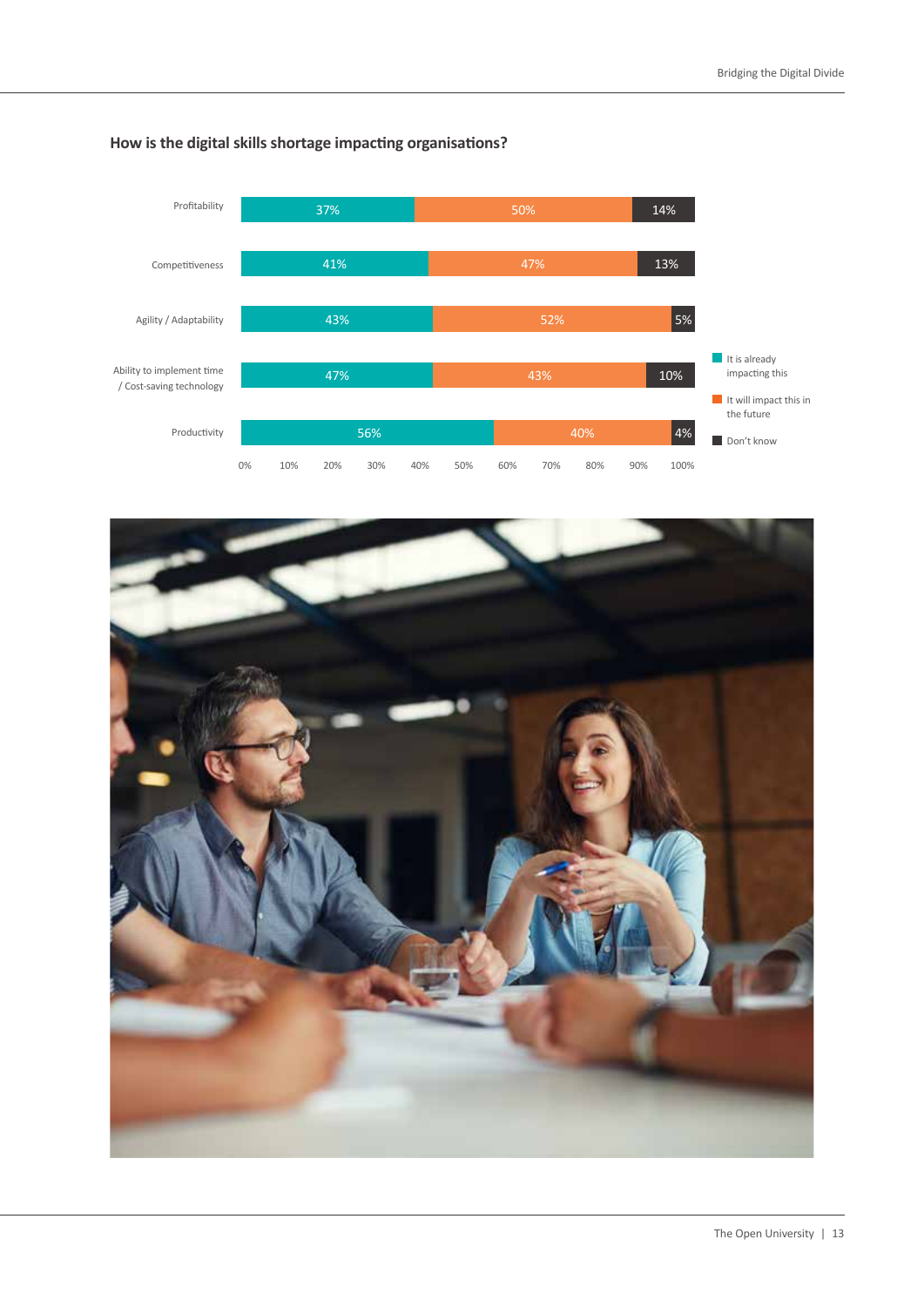## How is the digital skills shortage impacting organisations?

| | It is already impacting this | It will impact this in the future | Don't know |
|---|---|---|---|
| Profitability | 37% | 50% | 14% |
| Competitiveness | 41% | 47% | 13% |
| Agility / Adaptability | 43% | 52% | 5% |
| Ability to implement time / Cost-saving technology | 47% | 43% | 10% |
| Productivity | 56% | 40% | 4% |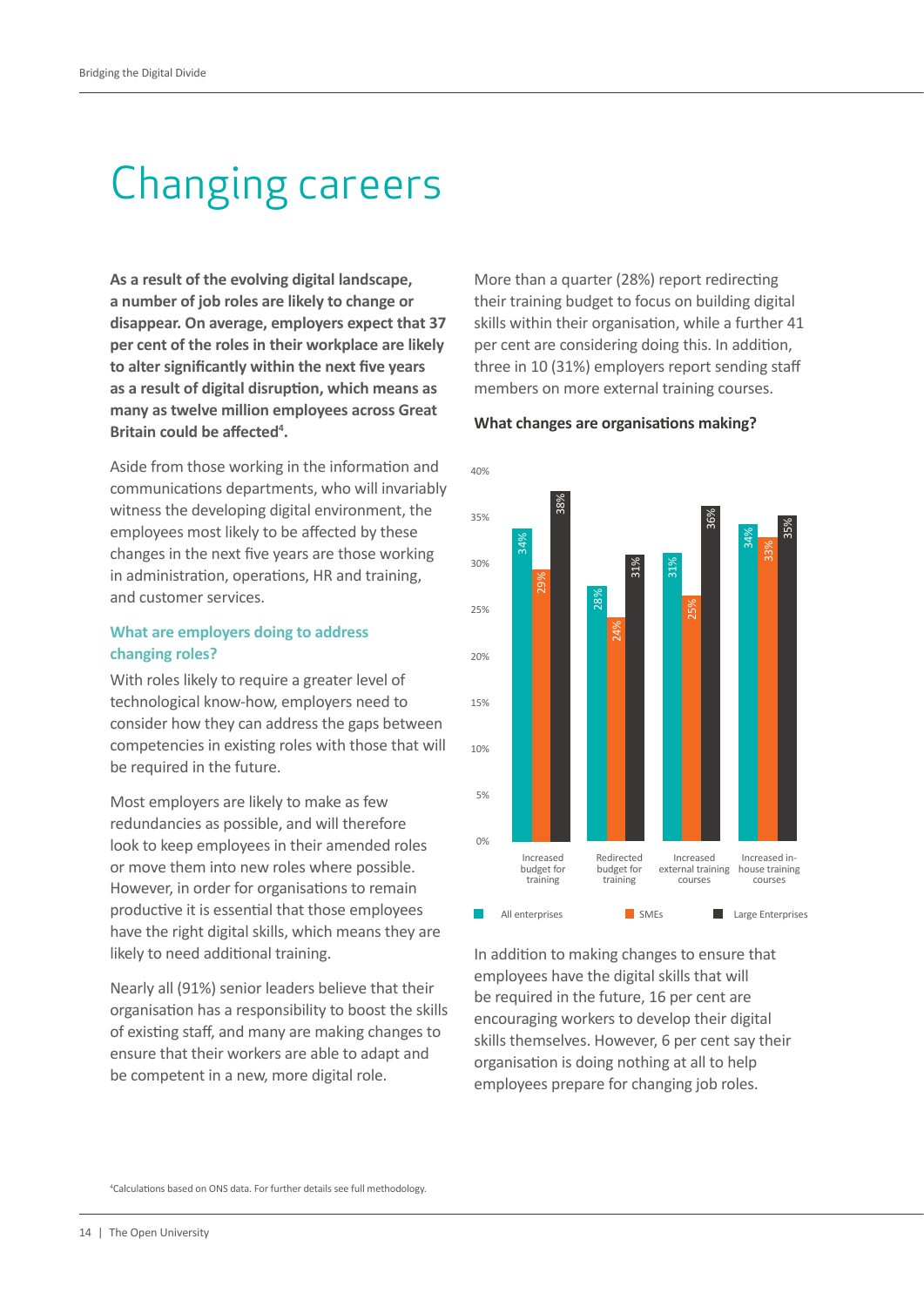# Changing careers

**As a result of the evolving digital landscape, a number of job roles are likely to change or disappear. On average, employers expect that 37 per cent of the roles in their workplace are likely to alter significantly within the next five years as a result of digital disruption, which means as many as twelve million employees across Great Britain could be affected[4].**

Aside from those working in the information and communications departments, who will invariably witness the developing digital environment, the employees most likely to be affected by these changes in the next five years are those working in administration, operations, HR and training, and customer services.

### What are employers doing to address changing roles?

With roles likely to require a greater level of technological know-how, employers need to consider how they can address the gaps between competencies in existing roles with those that will be required in the future.

Most employers are likely to make as few redundancies as possible, and will therefore look to keep employees in their amended roles or move them into new roles where possible. However, in order for organisations to remain productive it is essential that those employees have the right digital skills, which means they are likely to need additional training.

Nearly all (91%) senior leaders believe that their organisation has a responsibility to boost the skills of existing staff, and many are making changes to ensure that their workers are able to adapt and be competent in a new, more digital role.

More than a quarter (28%) report redirecting their training budget to focus on building digital skills within their organisation, while a further 41 per cent are considering doing this. In addition, three in 10 (31%) employers report sending staff members on more external training courses.

**What changes are organisations making?**

| | All enterprises | SMEs | Large Enterprises |
|---|---|---|---|
| Increased budget for training | 34% | 29% | 38% |
| Redirected budget for training | 28% | 24% | 31% |
| Increased external training courses | 31% | 25% | 36% |
| Increased in-house training courses | 34% | 33% | 35% |

In addition to making changes to ensure that employees have the digital skills that will be required in the future, 16 per cent are encouraging workers to develop their digital skills themselves. However, 6 per cent say their organisation is doing nothing at all to help employees prepare for changing job roles.

[4]Calculations based on ONS data. For further details see full methodology.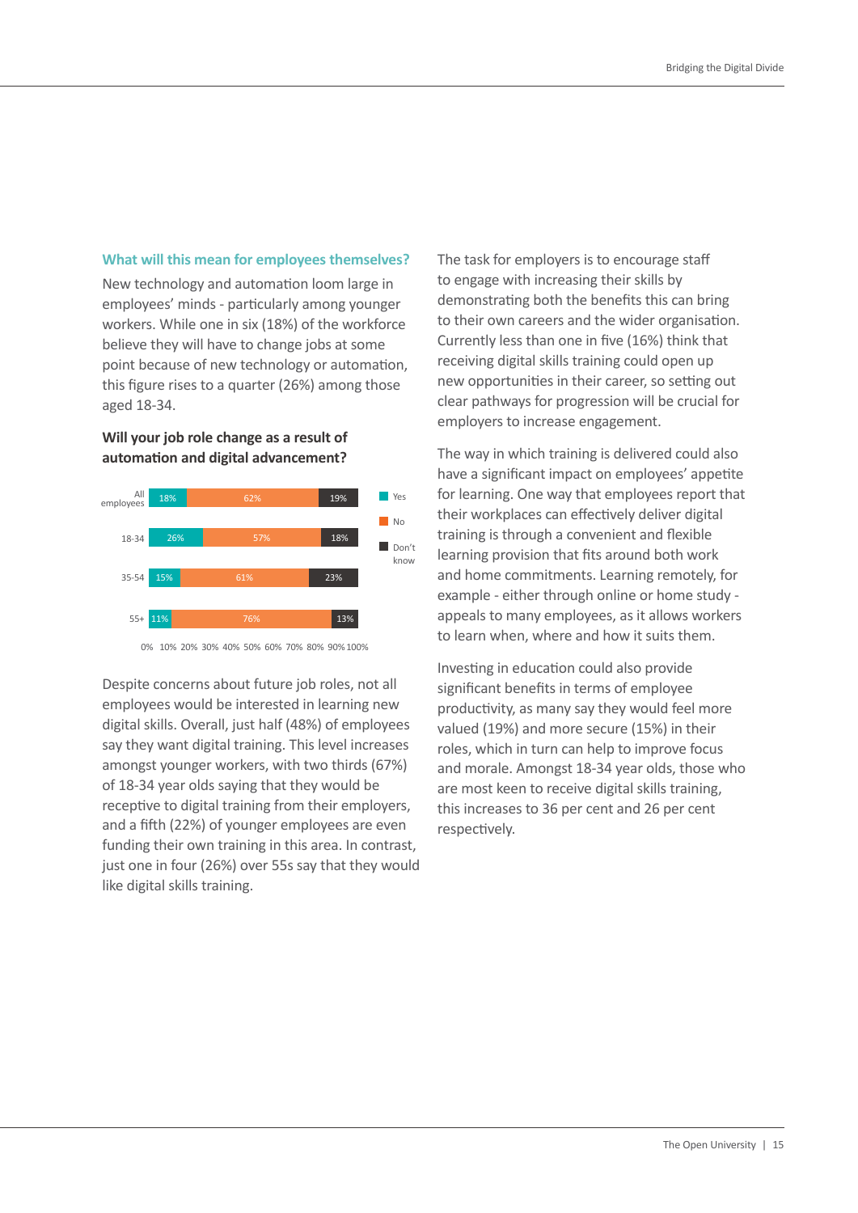### What will this mean for employees themselves?

New technology and automation loom large in employees' minds - particularly among younger workers. While one in six (18%) of the workforce believe they will have to change jobs at some point because of new technology or automation, this figure rises to a quarter (26%) among those aged 18-34.

**Will your job role change as a result of automation and digital advancement?**

| | Yes | No | Don't know |
|---|---|---|---|
| All employees | 18% | 62% | 19% |
| 18-34 | 26% | 57% | 18% |
| 35-54 | 15% | 61% | 23% |
| 55+ | 11% | 76% | 13% |

Despite concerns about future job roles, not all employees would be interested in learning new digital skills. Overall, just half (48%) of employees say they want digital training. This level increases amongst younger workers, with two thirds (67%) of 18-34 year olds saying that they would be receptive to digital training from their employers, and a fifth (22%) of younger employees are even funding their own training in this area. In contrast, just one in four (26%) over 55s say that they would like digital skills training.

The task for employers is to encourage staff to engage with increasing their skills by demonstrating both the benefits this can bring to their own careers and the wider organisation. Currently less than one in five (16%) think that receiving digital skills training could open up new opportunities in their career, so setting out clear pathways for progression will be crucial for employers to increase engagement.

The way in which training is delivered could also have a significant impact on employees' appetite for learning. One way that employees report that their workplaces can effectively deliver digital training is through a convenient and flexible learning provision that fits around both work and home commitments. Learning remotely, for example - either through online or home study - appeals to many employees, as it allows workers to learn when, where and how it suits them.

Investing in education could also provide significant benefits in terms of employee productivity, as many say they would feel more valued (19%) and more secure (15%) in their roles, which in turn can help to improve focus and morale. Amongst 18-34 year olds, those who are most keen to receive digital skills training, this increases to 36 per cent and 26 per cent respectively.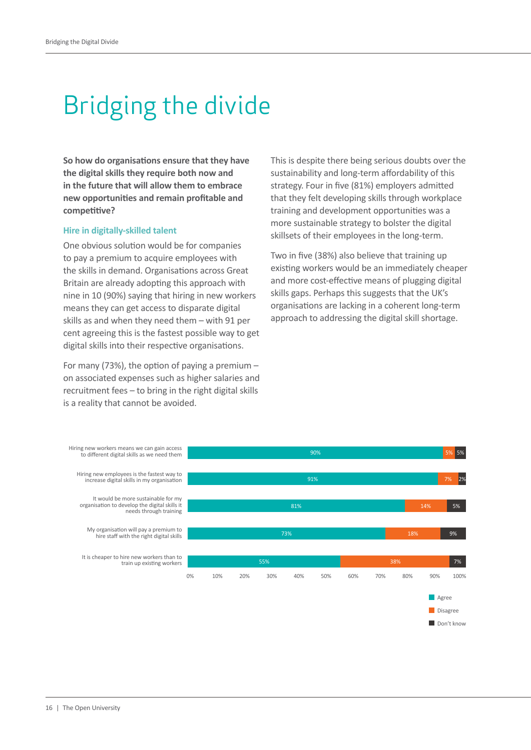# Bridging the divide

**So how do organisations ensure that they have the digital skills they require both now and in the future that will allow them to embrace new opportunities and remain profitable and competitive?**

### Hire in digitally-skilled talent

One obvious solution would be for companies to pay a premium to acquire employees with the skills in demand. Organisations across Great Britain are already adopting this approach with nine in 10 (90%) saying that hiring in new workers means they can get access to disparate digital skills as and when they need them – with 91 per cent agreeing this is the fastest possible way to get digital skills into their respective organisations.

For many (73%), the option of paying a premium – on associated expenses such as higher salaries and recruitment fees – to bring in the right digital skills is a reality that cannot be avoided.

This is despite there being serious doubts over the sustainability and long-term affordability of this strategy. Four in five (81%) employers admitted that they felt developing skills through workplace training and development opportunities was a more sustainable strategy to bolster the digital skillsets of their employees in the long-term.

Two in five (38%) also believe that training up existing workers would be an immediately cheaper and more cost-effective means of plugging digital skills gaps. Perhaps this suggests that the UK's organisations are lacking in a coherent long-term approach to addressing the digital skill shortage.

| | Agree | Disagree | Don't know |
|---|---|---|---|
| Hiring new workers means we can gain access to different digital skills as we need them | 90% | 5% | 5% |
| Hiring new employees is the fastest way to increase digital skills in my organisation | 91% | 7% | 2% |
| It would be more sustainable for my organisation to develop the digital skills it needs through training | 81% | 14% | 5% |
| My organisation will pay a premium to hire staff with the right digital skills | 73% | 18% | 9% |
| It is cheaper to hire new workers than to train up existing workers | 55% | 38% | 7% |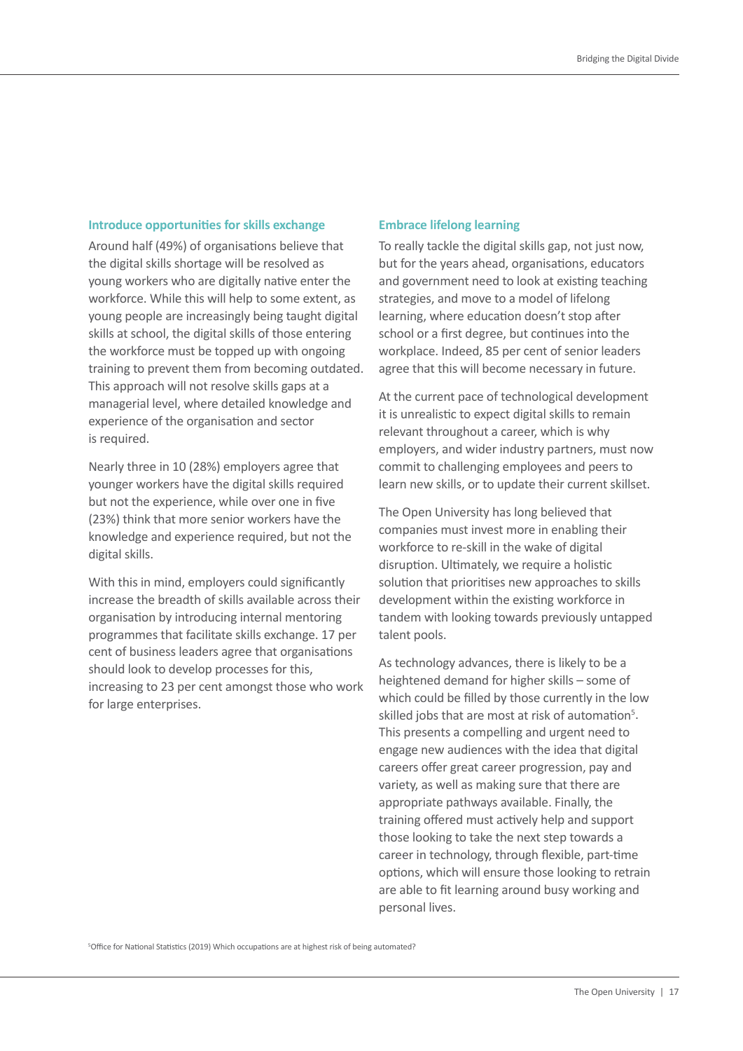### Introduce opportunities for skills exchange

Around half (49%) of organisations believe that the digital skills shortage will be resolved as young workers who are digitally native enter the workforce. While this will help to some extent, as young people are increasingly being taught digital skills at school, the digital skills of those entering the workforce must be topped up with ongoing training to prevent them from becoming outdated. This approach will not resolve skills gaps at a managerial level, where detailed knowledge and experience of the organisation and sector is required.

Nearly three in 10 (28%) employers agree that younger workers have the digital skills required but not the experience, while over one in five (23%) think that more senior workers have the knowledge and experience required, but not the digital skills.

With this in mind, employers could significantly increase the breadth of skills available across their organisation by introducing internal mentoring programmes that facilitate skills exchange. 17 per cent of business leaders agree that organisations should look to develop processes for this, increasing to 23 per cent amongst those who work for large enterprises.

### Embrace lifelong learning

To really tackle the digital skills gap, not just now, but for the years ahead, organisations, educators and government need to look at existing teaching strategies, and move to a model of lifelong learning, where education doesn't stop after school or a first degree, but continues into the workplace. Indeed, 85 per cent of senior leaders agree that this will become necessary in future.

At the current pace of technological development it is unrealistic to expect digital skills to remain relevant throughout a career, which is why employers, and wider industry partners, must now commit to challenging employees and peers to learn new skills, or to update their current skillset.

The Open University has long believed that companies must invest more in enabling their workforce to re-skill in the wake of digital disruption. Ultimately, we require a holistic solution that prioritises new approaches to skills development within the existing workforce in tandem with looking towards previously untapped talent pools.

As technology advances, there is likely to be a heightened demand for higher skills – some of which could be filled by those currently in the low skilled jobs that are most at risk of automation[5]. This presents a compelling and urgent need to engage new audiences with the idea that digital careers offer great career progression, pay and variety, as well as making sure that there are appropriate pathways available. Finally, the training offered must actively help and support those looking to take the next step towards a career in technology, through flexible, part-time options, which will ensure those looking to retrain are able to fit learning around busy working and personal lives.

[5] Office for National Statistics (2019) Which occupations are at highest risk of being automated?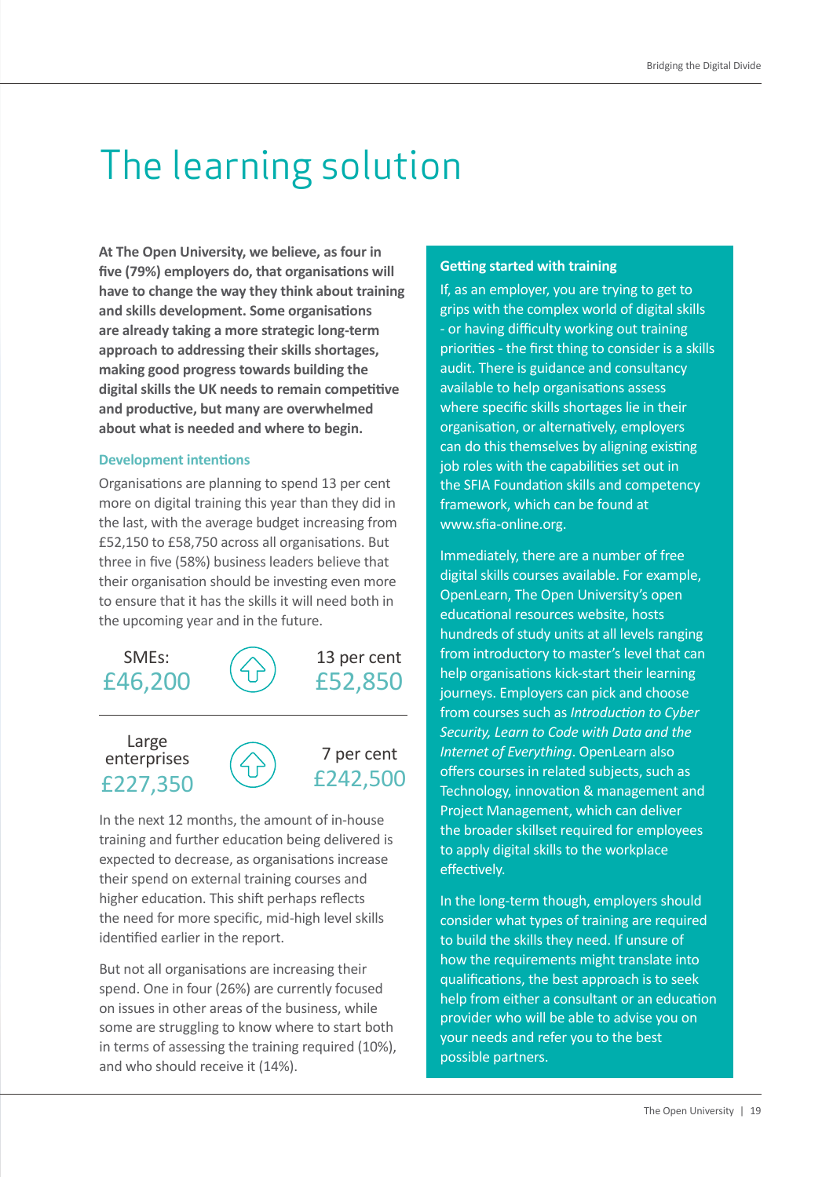# The learning solution

**At The Open University, we believe, as four in five (79%) employers do, that organisations will have to change the way they think about training and skills development. Some organisations are already taking a more strategic long-term approach to addressing their skills shortages, making good progress towards building the digital skills the UK needs to remain competitive and productive, but many are overwhelmed about what is needed and where to begin.**

### Development intentions

Organisations are planning to spend 13 per cent more on digital training this year than they did in the last, with the average budget increasing from £52,150 to £58,750 across all organisations. But three in five (58%) business leaders believe that their organisation should be investing even more to ensure that it has the skills it will need both in the upcoming year and in the future.

| | Current | Increase | New |
|---|---|---|---|
| SMEs | £46,200 | 13 per cent | £52,850 |
| Large enterprises | £227,350 | 7 per cent | £242,500 |

In the next 12 months, the amount of in-house training and further education being delivered is expected to decrease, as organisations increase their spend on external training courses and higher education. This shift perhaps reflects the need for more specific, mid-high level skills identified earlier in the report.

But not all organisations are increasing their spend. One in four (26%) are currently focused on issues in other areas of the business, while some are struggling to know where to start both in terms of assessing the training required (10%), and who should receive it (14%).

### Getting started with training

If, as an employer, you are trying to get to grips with the complex world of digital skills - or having difficulty working out training priorities - the first thing to consider is a skills audit. There is guidance and consultancy available to help organisations assess where specific skills shortages lie in their organisation, or alternatively, employers can do this themselves by aligning existing job roles with the capabilities set out in the SFIA Foundation skills and competency framework, which can be found at www.sfia-online.org.

Immediately, there are a number of free digital skills courses available. For example, OpenLearn, The Open University's open educational resources website, hosts hundreds of study units at all levels ranging from introductory to master's level that can help organisations kick-start their learning journeys. Employers can pick and choose from courses such as *Introduction to Cyber Security, Learn to Code with Data and the Internet of Everything*. OpenLearn also offers courses in related subjects, such as Technology, innovation & management and Project Management, which can deliver the broader skillset required for employees to apply digital skills to the workplace effectively.

In the long-term though, employers should consider what types of training are required to build the skills they need. If unsure of how the requirements might translate into qualifications, the best approach is to seek help from either a consultant or an education provider who will be able to advise you on your needs and refer you to the best possible partners.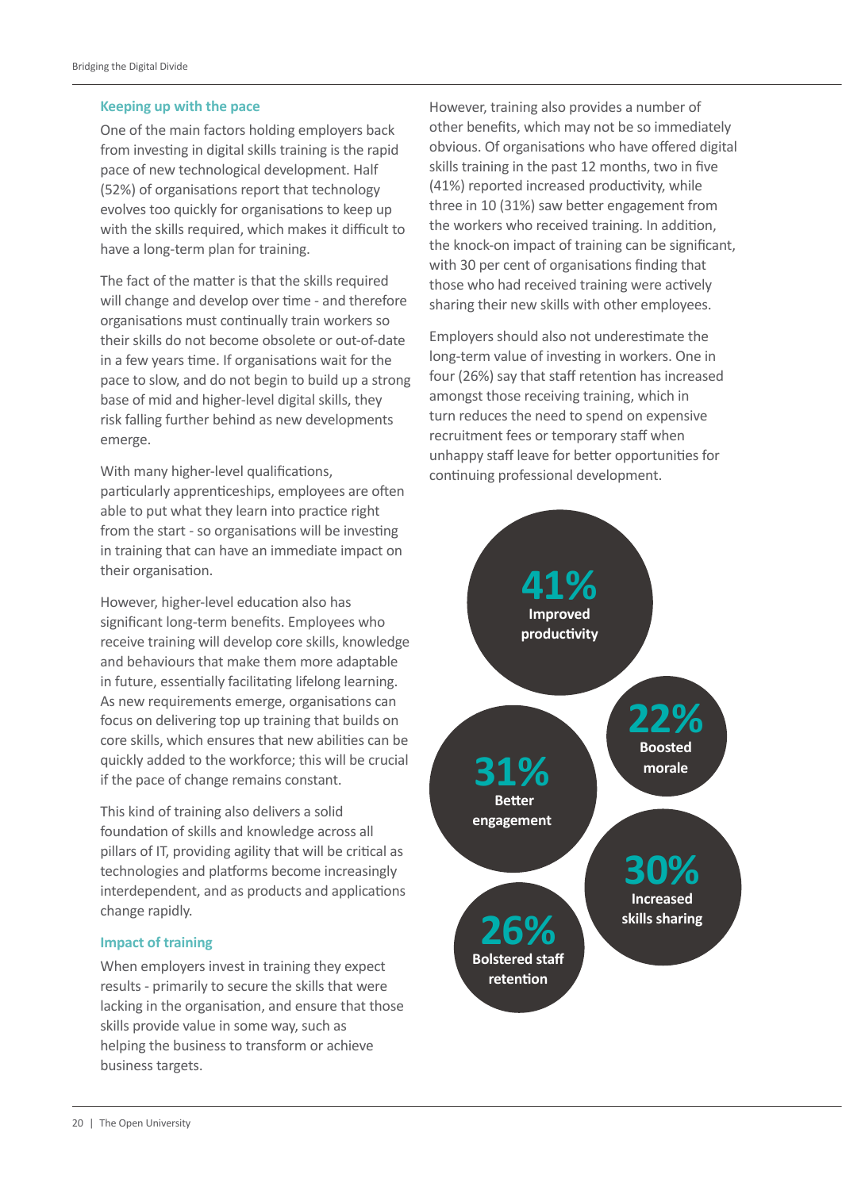### Keeping up with the pace

One of the main factors holding employers back from investing in digital skills training is the rapid pace of new technological development. Half (52%) of organisations report that technology evolves too quickly for organisations to keep up with the skills required, which makes it difficult to have a long-term plan for training.

The fact of the matter is that the skills required will change and develop over time - and therefore organisations must continually train workers so their skills do not become obsolete or out-of-date in a few years time. If organisations wait for the pace to slow, and do not begin to build up a strong base of mid and higher-level digital skills, they risk falling further behind as new developments emerge.

With many higher-level qualifications, particularly apprenticeships, employees are often able to put what they learn into practice right from the start - so organisations will be investing in training that can have an immediate impact on their organisation.

However, higher-level education also has significant long-term benefits. Employees who receive training will develop core skills, knowledge and behaviours that make them more adaptable in future, essentially facilitating lifelong learning. As new requirements emerge, organisations can focus on delivering top up training that builds on core skills, which ensures that new abilities can be quickly added to the workforce; this will be crucial if the pace of change remains constant.

This kind of training also delivers a solid foundation of skills and knowledge across all pillars of IT, providing agility that will be critical as technologies and platforms become increasingly interdependent, and as products and applications change rapidly.

### Impact of training

When employers invest in training they expect results - primarily to secure the skills that were lacking in the organisation, and ensure that those skills provide value in some way, such as helping the business to transform or achieve business targets.

However, training also provides a number of other benefits, which may not be so immediately obvious. Of organisations who have offered digital skills training in the past 12 months, two in five (41%) reported increased productivity, while three in 10 (31%) saw better engagement from the workers who received training. In addition, the knock-on impact of training can be significant, with 30 per cent of organisations finding that those who had received training were actively sharing their new skills with other employees.

Employers should also not underestimate the long-term value of investing in workers. One in four (26%) say that staff retention has increased amongst those receiving training, which in turn reduces the need to spend on expensive recruitment fees or temporary staff when unhappy staff leave for better opportunities for continuing professional development.

**41%** Improved productivity

**22%** Boosted morale

**31%** Better engagement

**30%** Increased skills sharing

**26%** Bolstered staff retention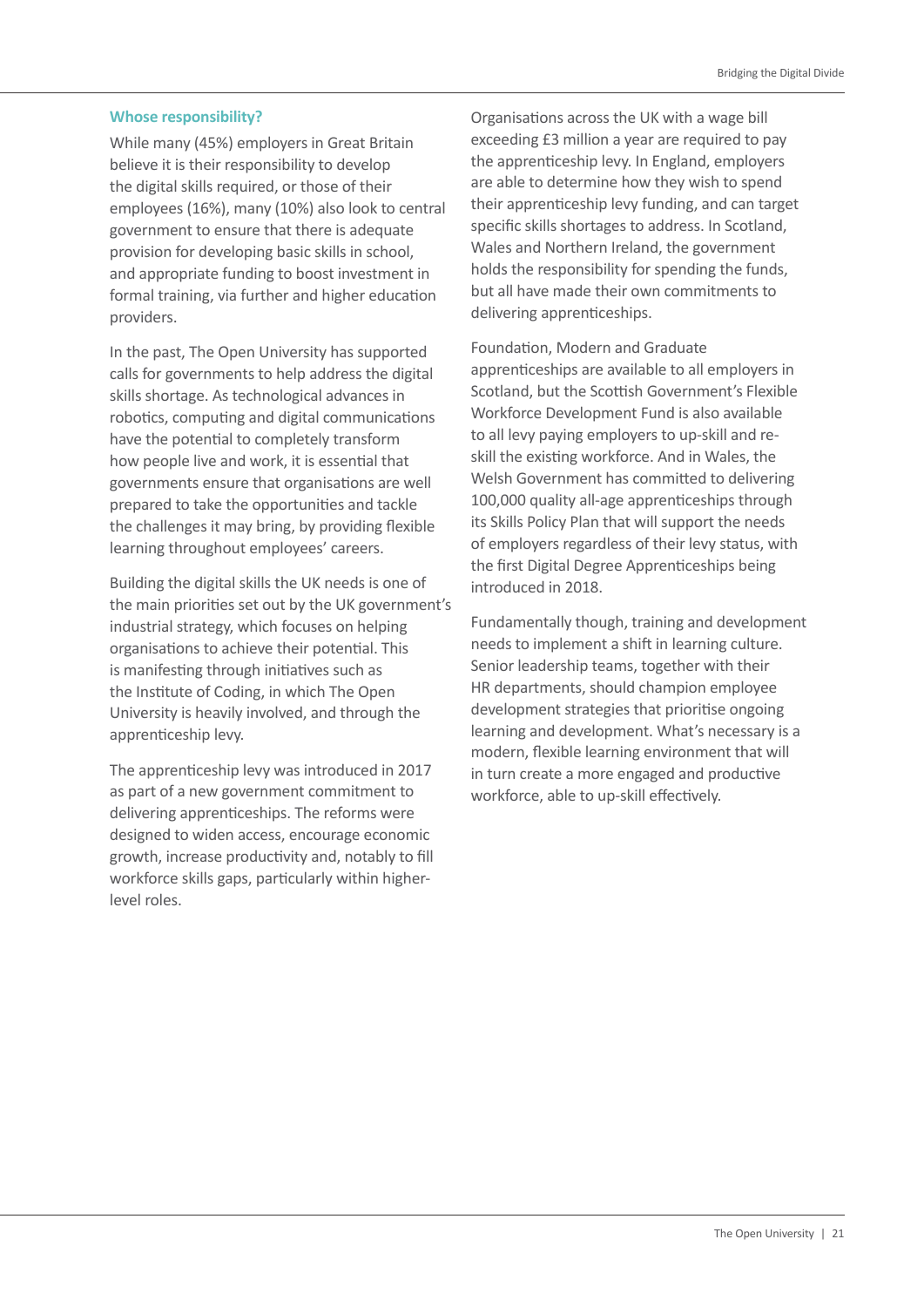### Whose responsibility?

While many (45%) employers in Great Britain believe it is their responsibility to develop the digital skills required, or those of their employees (16%), many (10%) also look to central government to ensure that there is adequate provision for developing basic skills in school, and appropriate funding to boost investment in formal training, via further and higher education providers.

In the past, The Open University has supported calls for governments to help address the digital skills shortage. As technological advances in robotics, computing and digital communications have the potential to completely transform how people live and work, it is essential that governments ensure that organisations are well prepared to take the opportunities and tackle the challenges it may bring, by providing flexible learning throughout employees' careers.

Building the digital skills the UK needs is one of the main priorities set out by the UK government's industrial strategy, which focuses on helping organisations to achieve their potential. This is manifesting through initiatives such as the Institute of Coding, in which The Open University is heavily involved, and through the apprenticeship levy.

The apprenticeship levy was introduced in 2017 as part of a new government commitment to delivering apprenticeships. The reforms were designed to widen access, encourage economic growth, increase productivity and, notably to fill workforce skills gaps, particularly within higher-level roles.

Organisations across the UK with a wage bill exceeding £3 million a year are required to pay the apprenticeship levy. In England, employers are able to determine how they wish to spend their apprenticeship levy funding, and can target specific skills shortages to address. In Scotland, Wales and Northern Ireland, the government holds the responsibility for spending the funds, but all have made their own commitments to delivering apprenticeships.

Foundation, Modern and Graduate apprenticeships are available to all employers in Scotland, but the Scottish Government's Flexible Workforce Development Fund is also available to all levy paying employers to up-skill and re-skill the existing workforce. And in Wales, the Welsh Government has committed to delivering 100,000 quality all-age apprenticeships through its Skills Policy Plan that will support the needs of employers regardless of their levy status, with the first Digital Degree Apprenticeships being introduced in 2018.

Fundamentally though, training and development needs to implement a shift in learning culture. Senior leadership teams, together with their HR departments, should champion employee development strategies that prioritise ongoing learning and development. What's necessary is a modern, flexible learning environment that will in turn create a more engaged and productive workforce, able to up-skill effectively.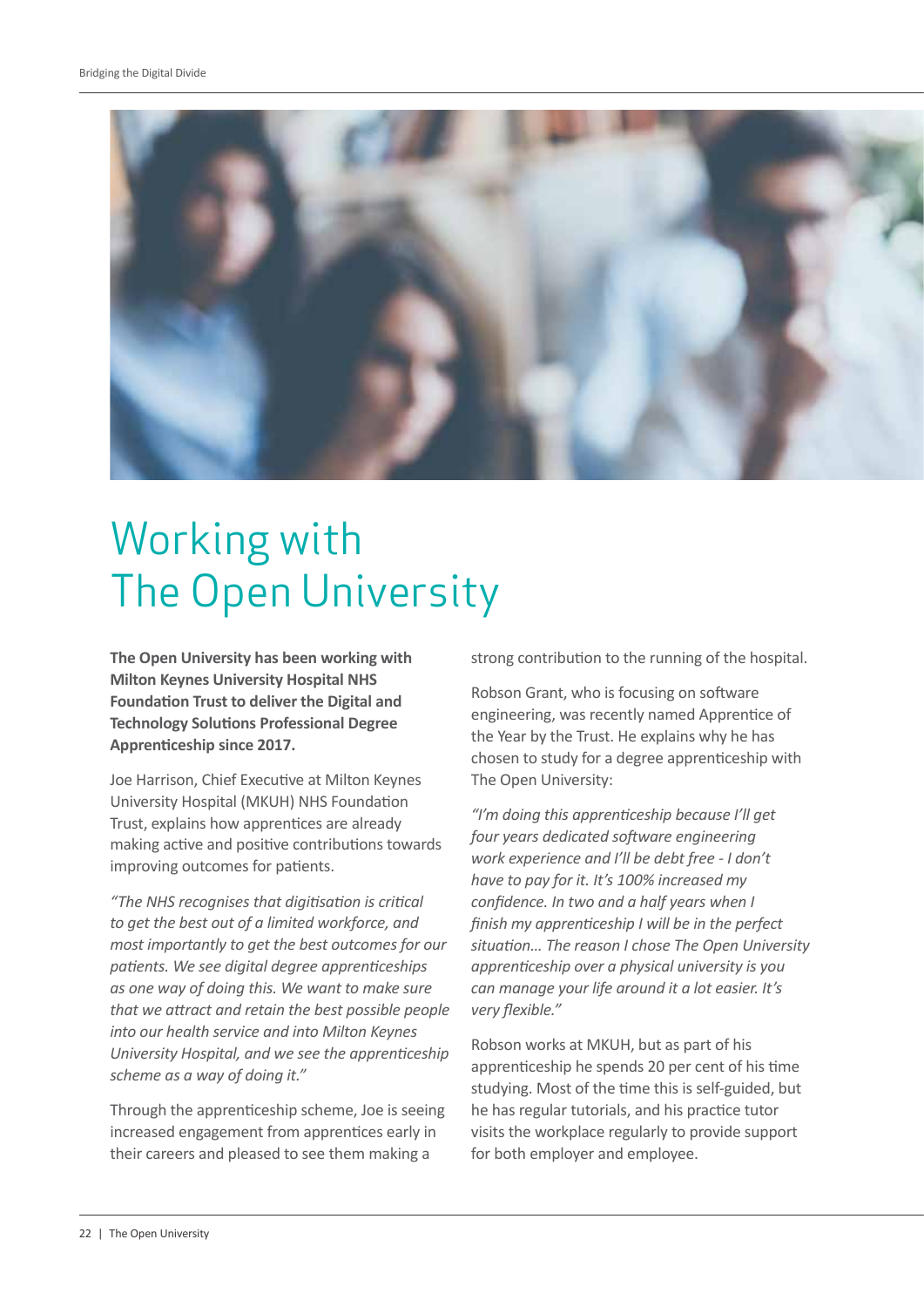# Working with The Open University

**The Open University has been working with Milton Keynes University Hospital NHS Foundation Trust to deliver the Digital and Technology Solutions Professional Degree Apprenticeship since 2017.**

Joe Harrison, Chief Executive at Milton Keynes University Hospital (MKUH) NHS Foundation Trust, explains how apprentices are already making active and positive contributions towards improving outcomes for patients.

*"The NHS recognises that digitisation is critical to get the best out of a limited workforce, and most importantly to get the best outcomes for our patients. We see digital degree apprenticeships as one way of doing this. We want to make sure that we attract and retain the best possible people into our health service and into Milton Keynes University Hospital, and we see the apprenticeship scheme as a way of doing it."*

Through the apprenticeship scheme, Joe is seeing increased engagement from apprentices early in their careers and pleased to see them making a strong contribution to the running of the hospital.

Robson Grant, who is focusing on software engineering, was recently named Apprentice of the Year by the Trust. He explains why he has chosen to study for a degree apprenticeship with The Open University:

*"I'm doing this apprenticeship because I'll get four years dedicated software engineering work experience and I'll be debt free - I don't have to pay for it. It's 100% increased my confidence. In two and a half years when I finish my apprenticeship I will be in the perfect situation… The reason I chose The Open University apprenticeship over a physical university is you can manage your life around it a lot easier. It's very flexible."*

Robson works at MKUH, but as part of his apprenticeship he spends 20 per cent of his time studying. Most of the time this is self-guided, but he has regular tutorials, and his practice tutor visits the workplace regularly to provide support for both employer and employee.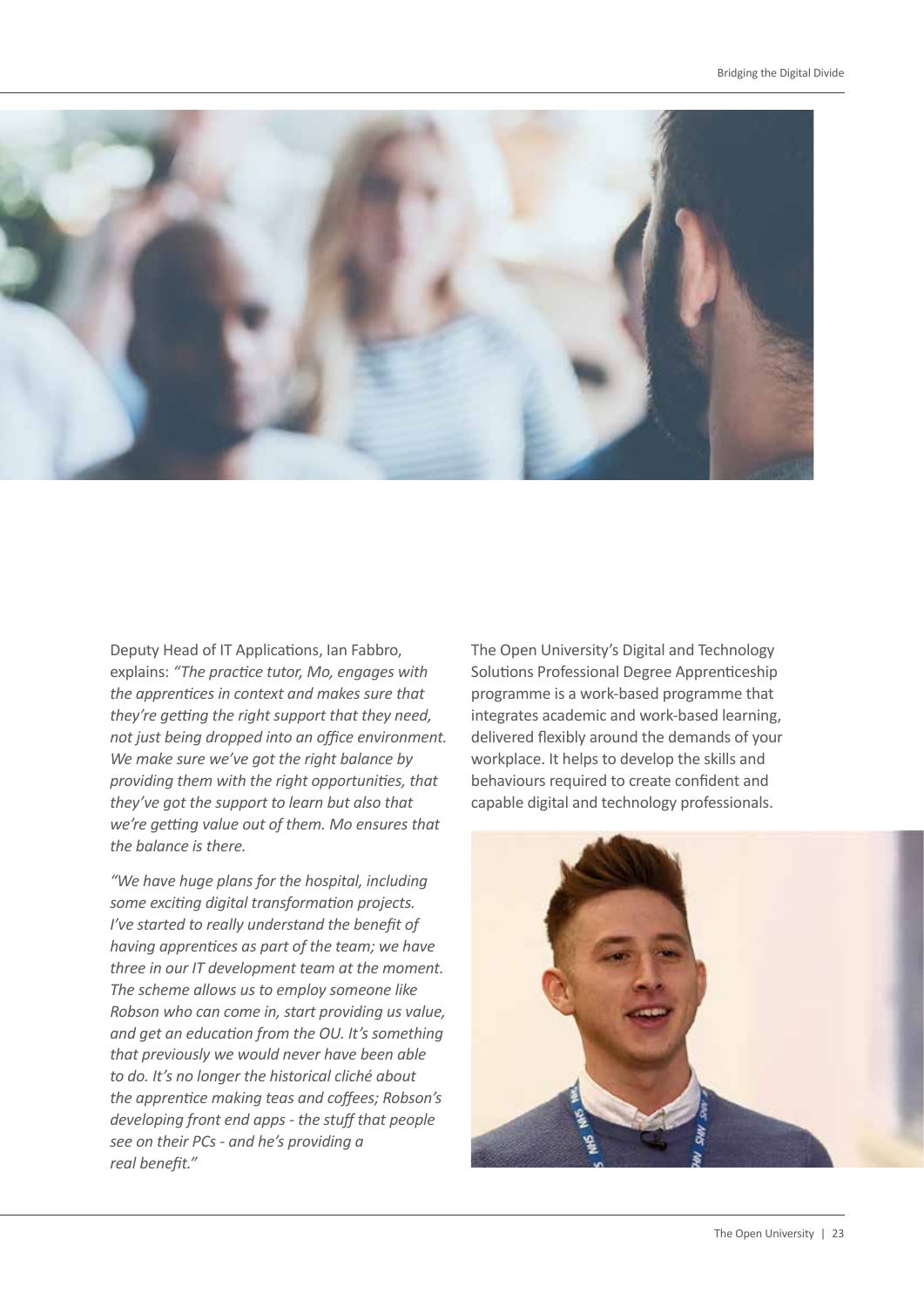Deputy Head of IT Applications, Ian Fabbro, explains: *"The practice tutor, Mo, engages with the apprentices in context and makes sure that they're getting the right support that they need, not just being dropped into an office environment. We make sure we've got the right balance by providing them with the right opportunities, that they've got the support to learn but also that we're getting value out of them. Mo ensures that the balance is there.*

*"We have huge plans for the hospital, including some exciting digital transformation projects. I've started to really understand the benefit of having apprentices as part of the team; we have three in our IT development team at the moment. The scheme allows us to employ someone like Robson who can come in, start providing us value, and get an education from the OU. It's something that previously we would never have been able to do. It's no longer the historical cliché about the apprentice making teas and coffees; Robson's developing front end apps - the stuff that people see on their PCs - and he's providing a real benefit."*

The Open University's Digital and Technology Solutions Professional Degree Apprenticeship programme is a work-based programme that integrates academic and work-based learning, delivered flexibly around the demands of your workplace. It helps to develop the skills and behaviours required to create confident and capable digital and technology professionals.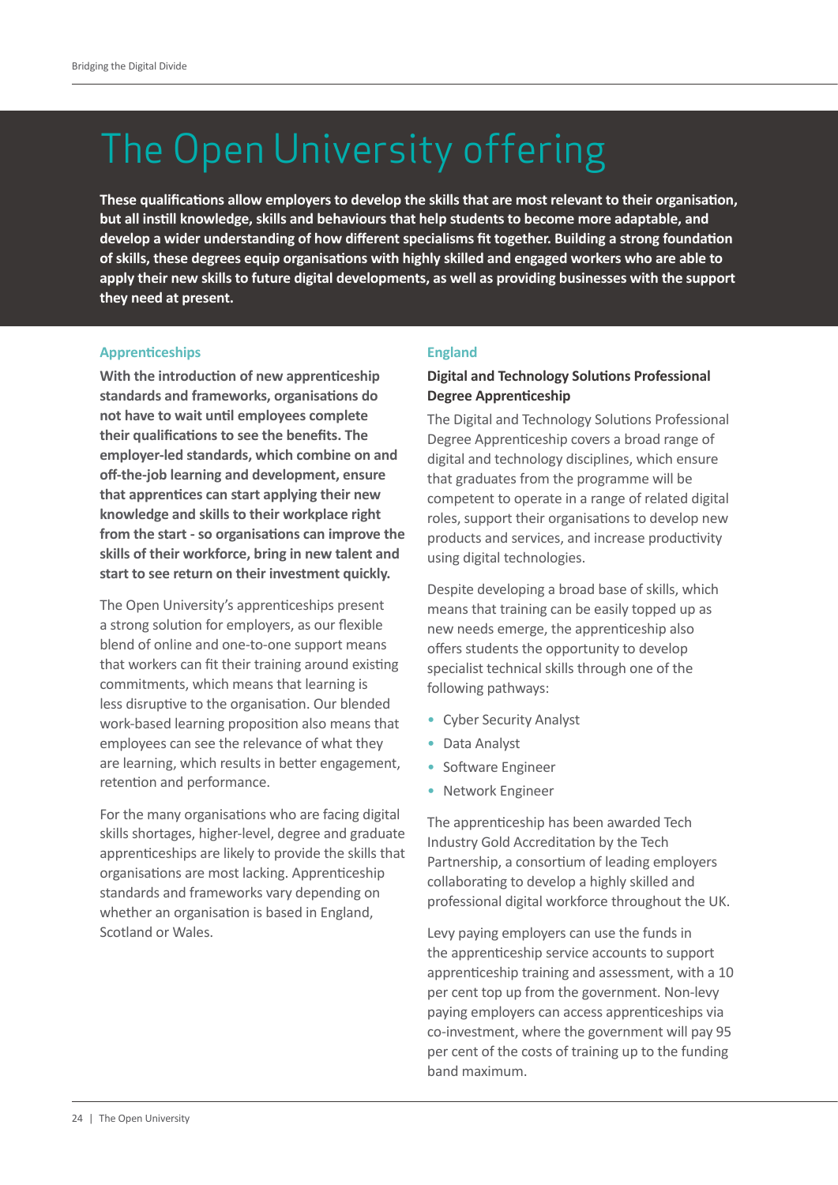# The Open University offering

**These qualifications allow employers to develop the skills that are most relevant to their organisation, but all instill knowledge, skills and behaviours that help students to become more adaptable, and develop a wider understanding of how different specialisms fit together. Building a strong foundation of skills, these degrees equip organisations with highly skilled and engaged workers who are able to apply their new skills to future digital developments, as well as providing businesses with the support they need at present.**

## Apprenticeships

**With the introduction of new apprenticeship standards and frameworks, organisations do not have to wait until employees complete their qualifications to see the benefits. The employer-led standards, which combine on and off-the-job learning and development, ensure that apprentices can start applying their new knowledge and skills to their workplace right from the start - so organisations can improve the skills of their workforce, bring in new talent and start to see return on their investment quickly.**

The Open University's apprenticeships present a strong solution for employers, as our flexible blend of online and one-to-one support means that workers can fit their training around existing commitments, which means that learning is less disruptive to the organisation. Our blended work-based learning proposition also means that employees can see the relevance of what they are learning, which results in better engagement, retention and performance.

For the many organisations who are facing digital skills shortages, higher-level, degree and graduate apprenticeships are likely to provide the skills that organisations are most lacking. Apprenticeship standards and frameworks vary depending on whether an organisation is based in England, Scotland or Wales.

## England

### Digital and Technology Solutions Professional Degree Apprenticeship

The Digital and Technology Solutions Professional Degree Apprenticeship covers a broad range of digital and technology disciplines, which ensure that graduates from the programme will be competent to operate in a range of related digital roles, support their organisations to develop new products and services, and increase productivity using digital technologies.

Despite developing a broad base of skills, which means that training can be easily topped up as new needs emerge, the apprenticeship also offers students the opportunity to develop specialist technical skills through one of the following pathways:

- Cyber Security Analyst
- Data Analyst
- Software Engineer
- Network Engineer

The apprenticeship has been awarded Tech Industry Gold Accreditation by the Tech Partnership, a consortium of leading employers collaborating to develop a highly skilled and professional digital workforce throughout the UK.

Levy paying employers can use the funds in the apprenticeship service accounts to support apprenticeship training and assessment, with a 10 per cent top up from the government. Non-levy paying employers can access apprenticeships via co-investment, where the government will pay 95 per cent of the costs of training up to the funding band maximum.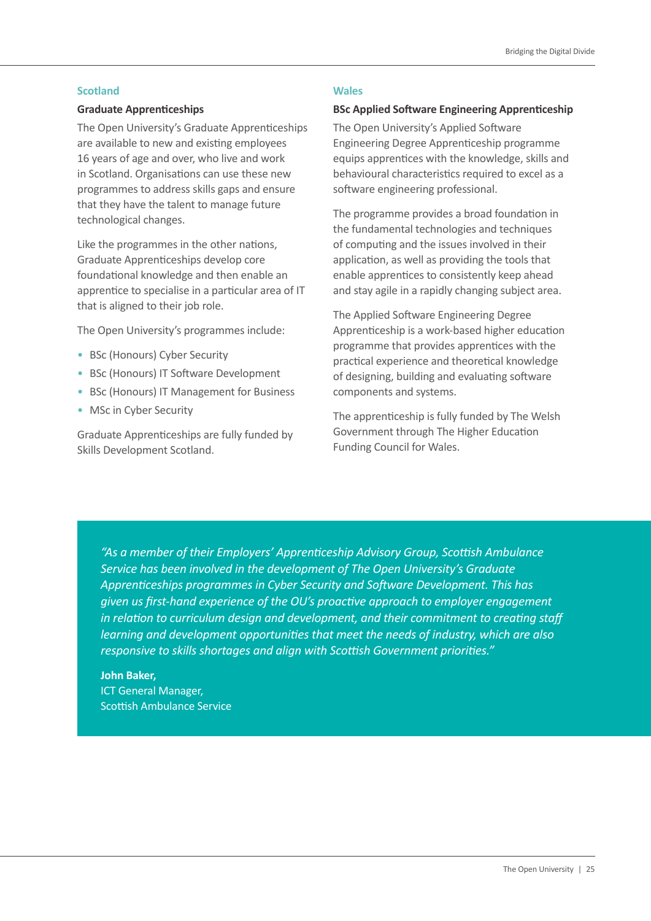## Scotland

### Graduate Apprenticeships

The Open University's Graduate Apprenticeships are available to new and existing employees 16 years of age and over, who live and work in Scotland. Organisations can use these new programmes to address skills gaps and ensure that they have the talent to manage future technological changes.

Like the programmes in the other nations, Graduate Apprenticeships develop core foundational knowledge and then enable an apprentice to specialise in a particular area of IT that is aligned to their job role.

The Open University's programmes include:

- BSc (Honours) Cyber Security
- BSc (Honours) IT Software Development
- BSc (Honours) IT Management for Business
- MSc in Cyber Security

Graduate Apprenticeships are fully funded by Skills Development Scotland.

## Wales

### BSc Applied Software Engineering Apprenticeship

The Open University's Applied Software Engineering Degree Apprenticeship programme equips apprentices with the knowledge, skills and behavioural characteristics required to excel as a software engineering professional.

The programme provides a broad foundation in the fundamental technologies and techniques of computing and the issues involved in their application, as well as providing the tools that enable apprentices to consistently keep ahead and stay agile in a rapidly changing subject area.

The Applied Software Engineering Degree Apprenticeship is a work-based higher education programme that provides apprentices with the practical experience and theoretical knowledge of designing, building and evaluating software components and systems.

The apprenticeship is fully funded by The Welsh Government through The Higher Education Funding Council for Wales.

*"As a member of their Employers' Apprenticeship Advisory Group, Scottish Ambulance Service has been involved in the development of The Open University's Graduate Apprenticeships programmes in Cyber Security and Software Development. This has given us first-hand experience of the OU's proactive approach to employer engagement in relation to curriculum design and development, and their commitment to creating staff learning and development opportunities that meet the needs of industry, which are also responsive to skills shortages and align with Scottish Government priorities."*

**John Baker,**
ICT General Manager,
Scottish Ambulance Service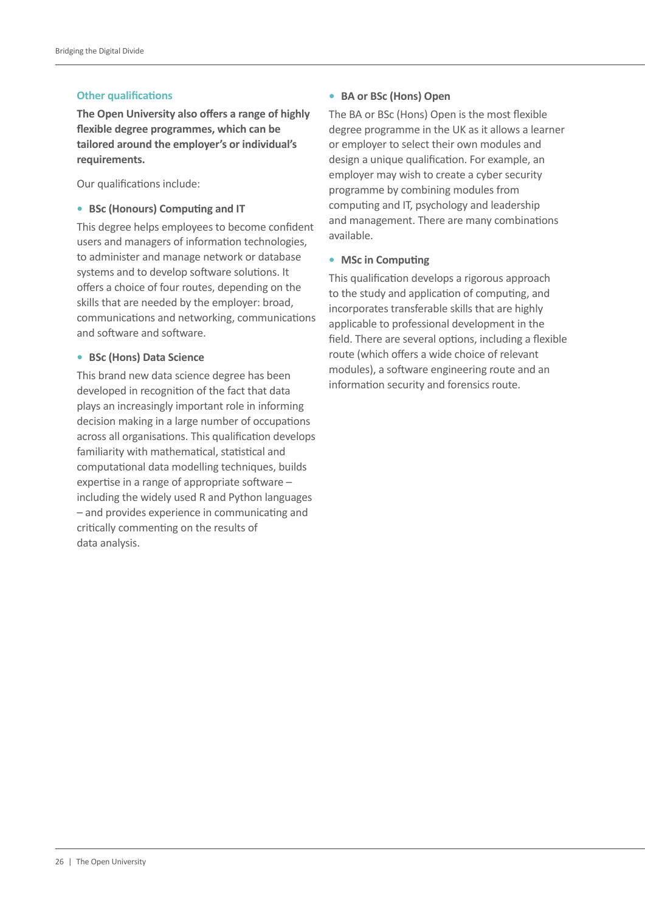## Other qualifications

**The Open University also offers a range of highly flexible degree programmes, which can be tailored around the employer's or individual's requirements.**

Our qualifications include:

- **BSc (Honours) Computing and IT**

This degree helps employees to become confident users and managers of information technologies, to administer and manage network or database systems and to develop software solutions. It offers a choice of four routes, depending on the skills that are needed by the employer: broad, communications and networking, communications and software and software.

- **BSc (Hons) Data Science**

This brand new data science degree has been developed in recognition of the fact that data plays an increasingly important role in informing decision making in a large number of occupations across all organisations. This qualification develops familiarity with mathematical, statistical and computational data modelling techniques, builds expertise in a range of appropriate software – including the widely used R and Python languages – and provides experience in communicating and critically commenting on the results of data analysis.

- **BA or BSc (Hons) Open**

The BA or BSc (Hons) Open is the most flexible degree programme in the UK as it allows a learner or employer to select their own modules and design a unique qualification. For example, an employer may wish to create a cyber security programme by combining modules from computing and IT, psychology and leadership and management. There are many combinations available.

- **MSc in Computing**

This qualification develops a rigorous approach to the study and application of computing, and incorporates transferable skills that are highly applicable to professional development in the field. There are several options, including a flexible route (which offers a wide choice of relevant modules), a software engineering route and an information security and forensics route.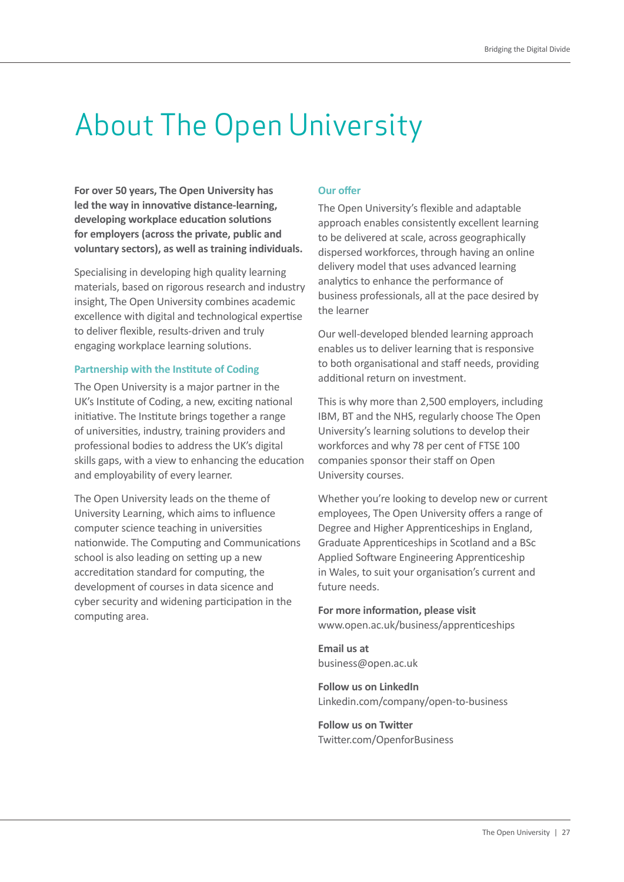# About The Open University

**For over 50 years, The Open University has led the way in innovative distance-learning, developing workplace education solutions for employers (across the private, public and voluntary sectors), as well as training individuals.**

Specialising in developing high quality learning materials, based on rigorous research and industry insight, The Open University combines academic excellence with digital and technological expertise to deliver flexible, results-driven and truly engaging workplace learning solutions.

### Partnership with the Institute of Coding

The Open University is a major partner in the UK's Institute of Coding, a new, exciting national initiative. The Institute brings together a range of universities, industry, training providers and professional bodies to address the UK's digital skills gaps, with a view to enhancing the education and employability of every learner.

The Open University leads on the theme of University Learning, which aims to influence computer science teaching in universities nationwide. The Computing and Communications school is also leading on setting up a new accreditation standard for computing, the development of courses in data sicence and cyber security and widening participation in the computing area.

### Our offer

The Open University's flexible and adaptable approach enables consistently excellent learning to be delivered at scale, across geographically dispersed workforces, through having an online delivery model that uses advanced learning analytics to enhance the performance of business professionals, all at the pace desired by the learner

Our well-developed blended learning approach enables us to deliver learning that is responsive to both organisational and staff needs, providing additional return on investment.

This is why more than 2,500 employers, including IBM, BT and the NHS, regularly choose The Open University's learning solutions to develop their workforces and why 78 per cent of FTSE 100 companies sponsor their staff on Open University courses.

Whether you're looking to develop new or current employees, The Open University offers a range of Degree and Higher Apprenticeships in England, Graduate Apprenticeships in Scotland and a BSc Applied Software Engineering Apprenticeship in Wales, to suit your organisation's current and future needs.

**For more information, please visit**
www.open.ac.uk/business/apprenticeships

**Email us at**
business@open.ac.uk

**Follow us on LinkedIn**
Linkedin.com/company/open-to-business

**Follow us on Twitter**
Twitter.com/OpenforBusiness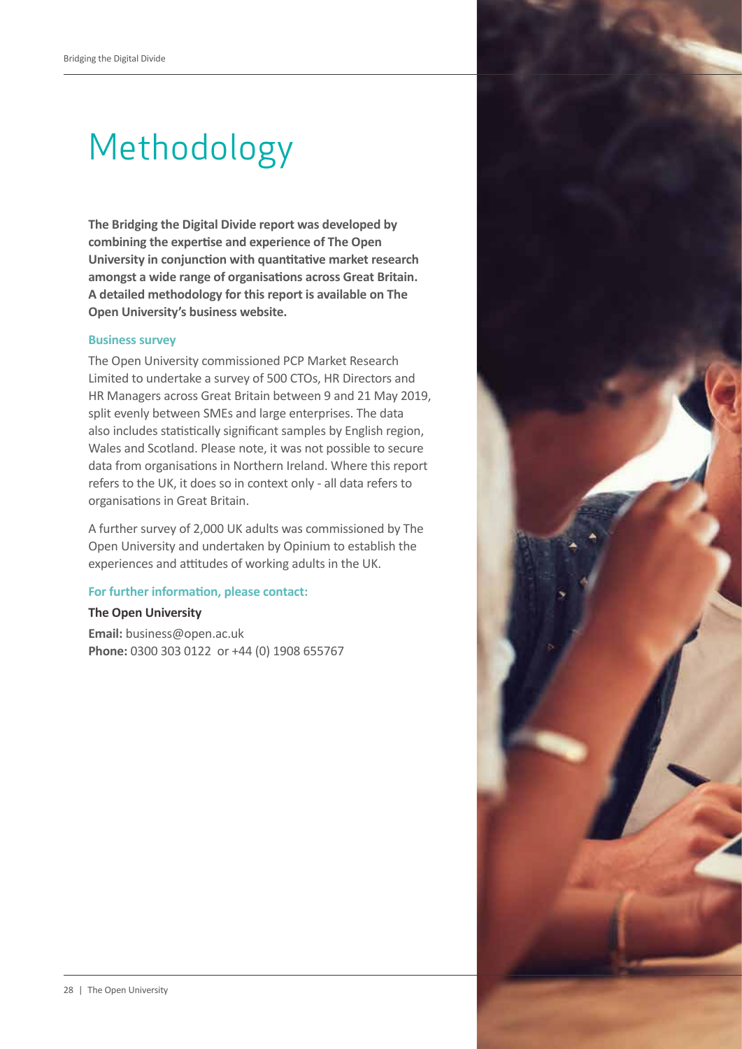# Methodology

**The Bridging the Digital Divide report was developed by combining the expertise and experience of The Open University in conjunction with quantitative market research amongst a wide range of organisations across Great Britain. A detailed methodology for this report is available on The Open University's business website.**

### Business survey

The Open University commissioned PCP Market Research Limited to undertake a survey of 500 CTOs, HR Directors and HR Managers across Great Britain between 9 and 21 May 2019, split evenly between SMEs and large enterprises. The data also includes statistically significant samples by English region, Wales and Scotland. Please note, it was not possible to secure data from organisations in Northern Ireland. Where this report refers to the UK, it does so in context only - all data refers to organisations in Great Britain.

A further survey of 2,000 UK adults was commissioned by The Open University and undertaken by Opinium to establish the experiences and attitudes of working adults in the UK.

### For further information, please contact:

**The Open University**

**Email:** business@open.ac.uk
**Phone:** 0300 303 0122 or +44 (0) 1908 655767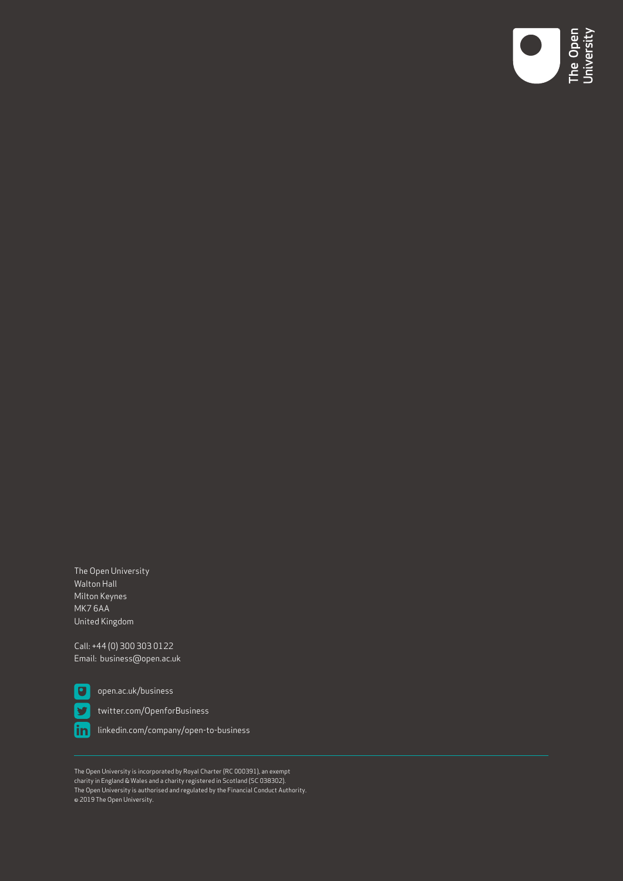The Open University

The Open University
Walton Hall
Milton Keynes
MK7 6AA
United Kingdom

Call: +44 (0) 300 303 0122
Email: business@open.ac.uk

open.ac.uk/business

twitter.com/OpenforBusiness

linkedin.com/company/open-to-business

The Open University is incorporated by Royal Charter (RC 000391), an exempt charity in England & Wales and a charity registered in Scotland (SC 038302). The Open University is authorised and regulated by the Financial Conduct Authority.
© 2019 The Open University.